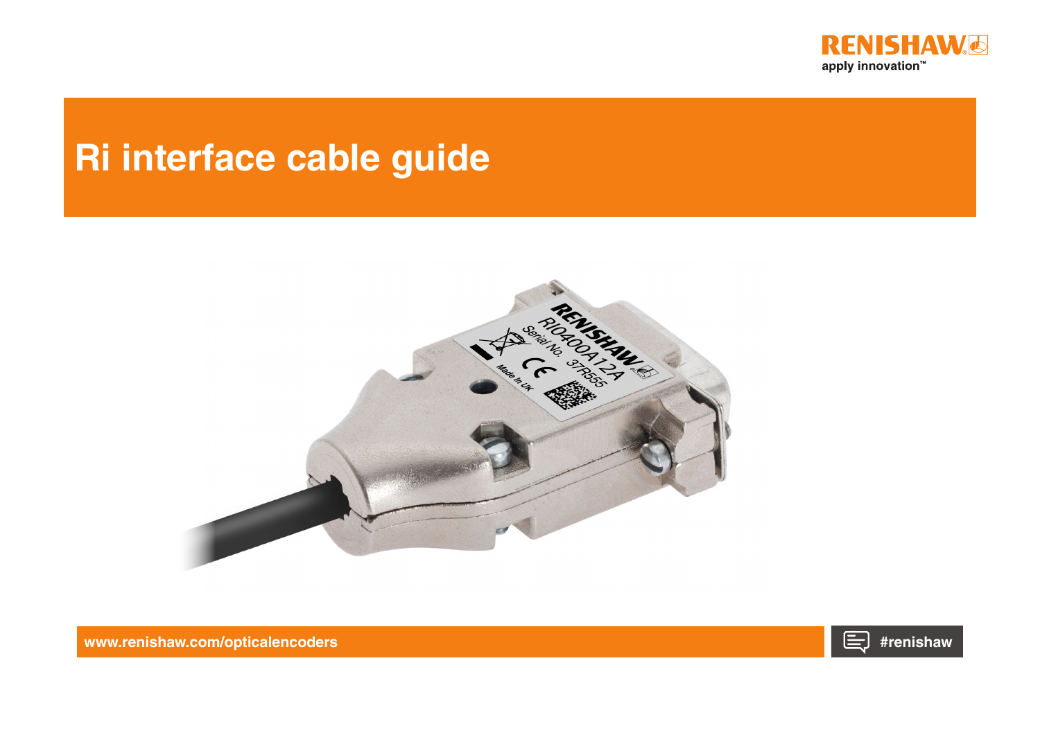RENISHAW

apply innovation™

# Ri interface cable guide

www.renishaw.com/opticalencoders

#renishaw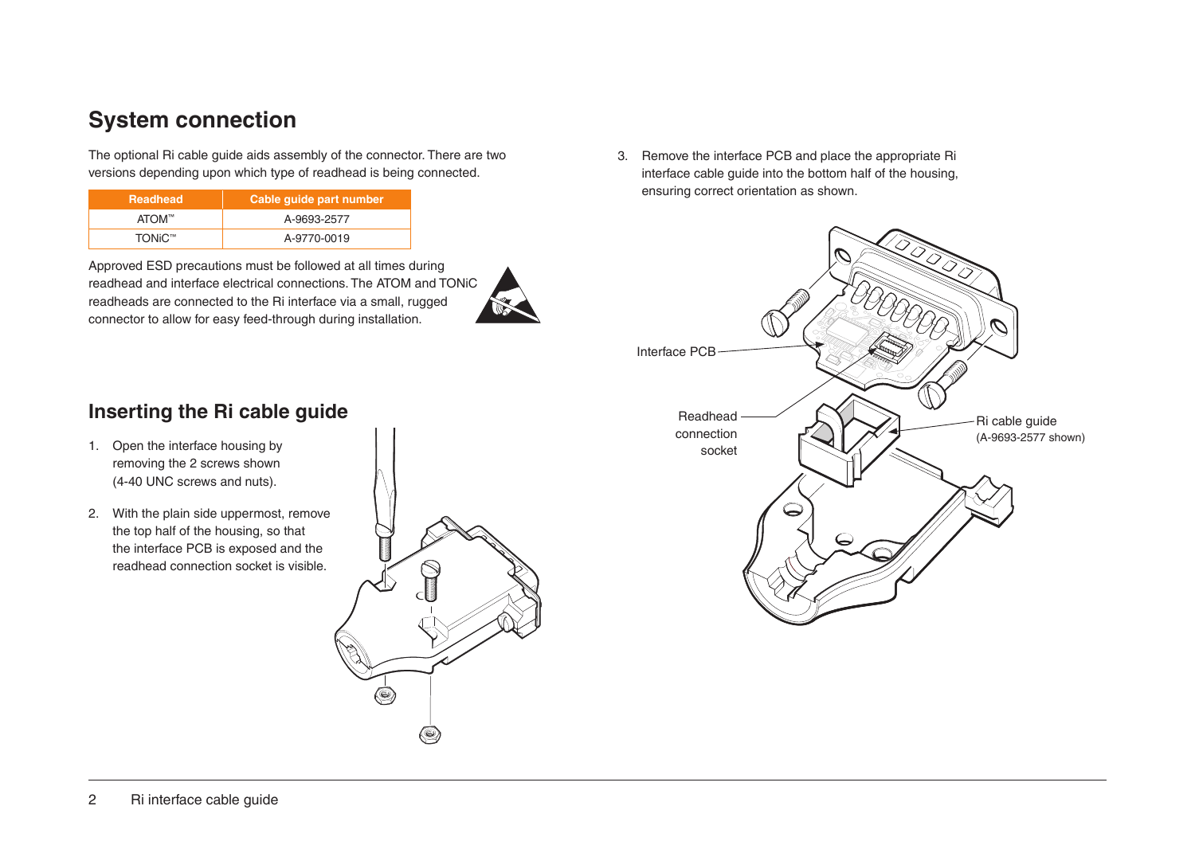## System connection

The optional Ri cable guide aids assembly of the connector. There are two versions depending upon which type of readhead is being connected.

| Readhead | Cable guide part number |
|---|---|
| ATOM™ | A-9693-2577 |
| TONiC™ | A-9770-0019 |

Approved ESD precautions must be followed at all times during readhead and interface electrical connections. The ATOM and TONiC readheads are connected to the Ri interface via a small, rugged connector to allow for easy feed-through during installation.

## Inserting the Ri cable guide

1. Open the interface housing by removing the 2 screws shown (4-40 UNC screws and nuts).
2. With the plain side uppermost, remove the top half of the housing, so that the interface PCB is exposed and the readhead connection socket is visible.
3. Remove the interface PCB and place the appropriate Ri interface cable guide into the bottom half of the housing, ensuring correct orientation as shown.

Interface PCB

Readhead connection socket

Ri cable guide (A-9693-2577 shown)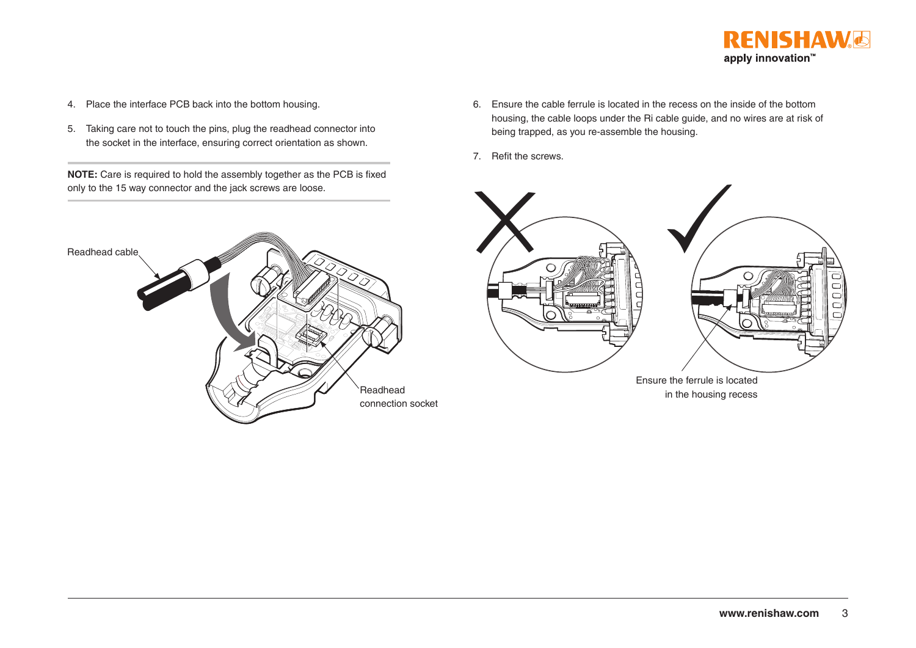4. Place the interface PCB back into the bottom housing.
5. Taking care not to touch the pins, plug the readhead connector into the socket in the interface, ensuring correct orientation as shown.

**NOTE:** Care is required to hold the assembly together as the PCB is fixed only to the 15 way connector and the jack screws are loose.

Readhead cable

Readhead connection socket

6. Ensure the cable ferrule is located in the recess on the inside of the bottom housing, the cable loops under the Ri cable guide, and no wires are at risk of being trapped, as you re-assemble the housing.
7. Refit the screws.

Ensure the ferrule is located in the housing recess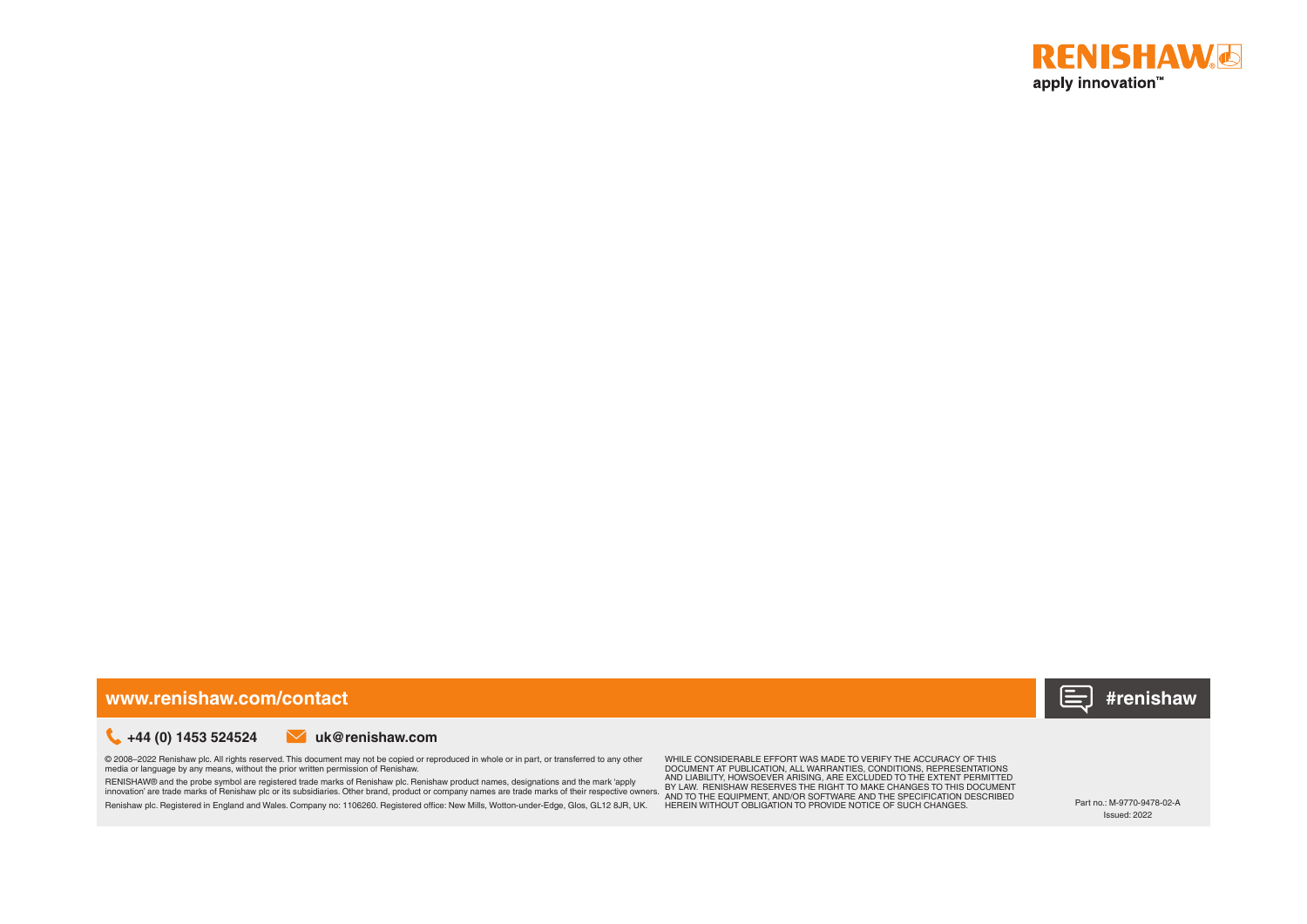**RENISHAW**
apply innovation™

**www.renishaw.com/contact**

**#renishaw**

**+44 (0) 1453 524524** **uk@renishaw.com**

© 2008–2022 Renishaw plc. All rights reserved. This document may not be copied or reproduced in whole or in part, or transferred to any other media or language by any means, without the prior written permission of Renishaw.

RENISHAW® and the probe symbol are registered trade marks of Renishaw plc. Renishaw product names, designations and the mark 'apply innovation' are trade marks of Renishaw plc or its subsidiaries. Other brand, product or company names are trade marks of their respective owners.

Renishaw plc. Registered in England and Wales. Company no: 1106260. Registered office: New Mills, Wotton-under-Edge, Glos, GL12 8JR, UK.

WHILE CONSIDERABLE EFFORT WAS MADE TO VERIFY THE ACCURACY OF THIS DOCUMENT AT PUBLICATION, ALL WARRANTIES, CONDITIONS, REPRESENTATIONS AND LIABILITY, HOWSOEVER ARISING, ARE EXCLUDED TO THE EXTENT PERMITTED BY LAW. RENISHAW RESERVES THE RIGHT TO MAKE CHANGES TO THIS DOCUMENT AND TO THE EQUIPMENT, AND/OR SOFTWARE AND THE SPECIFICATION DESCRIBED HEREIN WITHOUT OBLIGATION TO PROVIDE NOTICE OF SUCH CHANGES.

Part no.: M-9770-9478-02-A
Issued: 2022